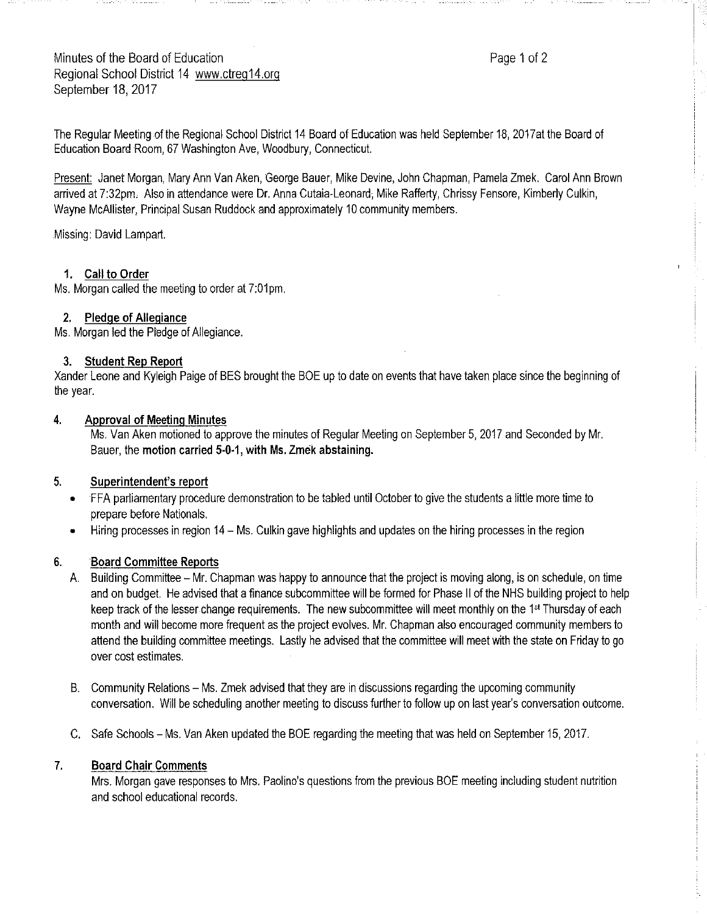Minutes of the Board of Education
Regional School District 14 www.ctreg14.org
September 18, 2017

The Regular Meeting of the Regional School District 14 Board of Education was held September 18, 2017at the Board of Education Board Room, 67 Washington Ave, Woodbury, Connecticut.

Present: Janet Morgan, Mary Ann Van Aken, George Bauer, Mike Devine, John Chapman, Pamela Zmek. Carol Ann Brown arrived at 7:32pm. Also in attendance were Dr. Anna Cutaia-Leonard, Mike Rafferty, Chrissy Fensore, Kimberly Culkin, Wayne McAllister, Principal Susan Ruddock and approximately 10 community members.

Missing: David Lampart.

1. **Call to Order**

Ms. Morgan called the meeting to order at 7:01pm.

2. **Pledge of Allegiance**

Ms. Morgan led the Pledge of Allegiance.

3. **Student Rep Report**

Xander Leone and Kyleigh Paige of BES brought the BOE up to date on events that have taken place since the beginning of the year.

4. **Approval of Meeting Minutes**

Ms. Van Aken motioned to approve the minutes of Regular Meeting on September 5, 2017 and Seconded by Mr. Bauer, the **motion carried 5-0-1, with Ms. Zmek abstaining.**

5. **Superintendent's report**

- FFA parliamentary procedure demonstration to be tabled until October to give the students a little more time to prepare before Nationals.
- Hiring processes in region 14 – Ms. Culkin gave highlights and updates on the hiring processes in the region

6. **Board Committee Reports**

A. Building Committee – Mr. Chapman was happy to announce that the project is moving along, is on schedule, on time and on budget. He advised that a finance subcommittee will be formed for Phase II of the NHS building project to help keep track of the lesser change requirements. The new subcommittee will meet monthly on the 1st Thursday of each month and will become more frequent as the project evolves. Mr. Chapman also encouraged community members to attend the building committee meetings. Lastly he advised that the committee will meet with the state on Friday to go over cost estimates.

B. Community Relations – Ms. Zmek advised that they are in discussions regarding the upcoming community conversation. Will be scheduling another meeting to discuss further to follow up on last year's conversation outcome.

C. Safe Schools – Ms. Van Aken updated the BOE regarding the meeting that was held on September 15, 2017.

7. **Board Chair Comments**

Mrs. Morgan gave responses to Mrs. Paolino's questions from the previous BOE meeting including student nutrition and school educational records.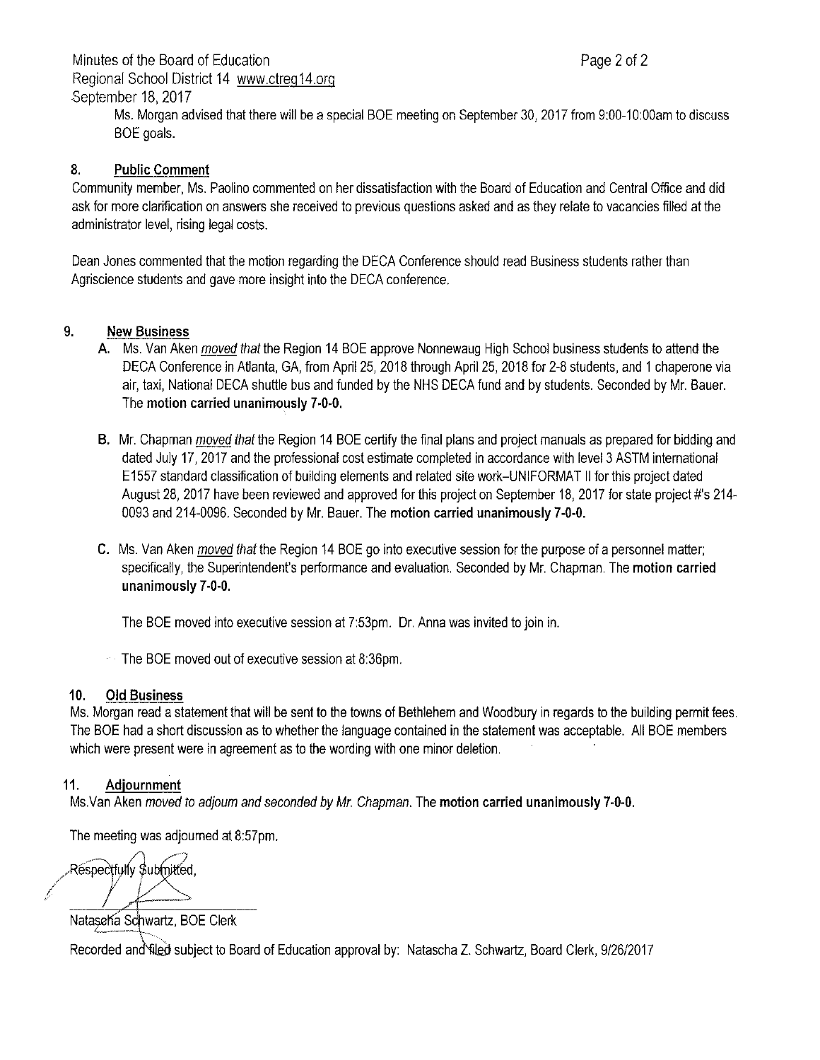Ms. Morgan advised that there will be a special BOE meeting on September 30, 2017 from 9:00-10:00am to discuss BOE goals.

## 8. Public Comment

Community member, Ms. Paolino commented on her dissatisfaction with the Board of Education and Central Office and did ask for more clarification on answers she received to previous questions asked and as they relate to vacancies filled at the administrator level, rising legal costs.

Dean Jones commented that the motion regarding the DECA Conference should read Business students rather than Agriscience students and gave more insight into the DECA conference.

## 9. New Business

A. Ms. Van Aken *moved that* the Region 14 BOE approve Nonnewaug High School business students to attend the DECA Conference in Atlanta, GA, from April 25, 2018 through April 25, 2018 for 2-8 students, and 1 chaperone via air, taxi, National DECA shuttle bus and funded by the NHS DECA fund and by students. Seconded by Mr. Bauer. The **motion carried unanimously 7-0-0.**

B. Mr. Chapman *moved that* the Region 14 BOE certify the final plans and project manuals as prepared for bidding and dated July 17, 2017 and the professional cost estimate completed in accordance with level 3 ASTM international E1557 standard classification of building elements and related site work–UNIFORMAT II for this project dated August 28, 2017 have been reviewed and approved for this project on September 18, 2017 for state project #'s 214-0093 and 214-0096. Seconded by Mr. Bauer. The **motion carried unanimously 7-0-0.**

C. Ms. Van Aken *moved that* the Region 14 BOE go into executive session for the purpose of a personnel matter; specifically, the Superintendent's performance and evaluation. Seconded by Mr. Chapman. The **motion carried unanimously 7-0-0.**

The BOE moved into executive session at 7:53pm. Dr. Anna was invited to join in.

The BOE moved out of executive session at 8:36pm.

## 10. Old Business

Ms. Morgan read a statement that will be sent to the towns of Bethlehem and Woodbury in regards to the building permit fees. The BOE had a short discussion as to whether the language contained in the statement was acceptable. All BOE members which were present were in agreement as to the wording with one minor deletion.

## 11. Adjournment

Ms.Van Aken *moved to adjourn and seconded by Mr. Chapman.* The **motion carried unanimously 7-0-0.**

The meeting was adjourned at 8:57pm.

Respectfully Submitted,

Natascha Schwartz, BOE Clerk

Recorded and filed subject to Board of Education approval by: Natascha Z. Schwartz, Board Clerk, 9/26/2017